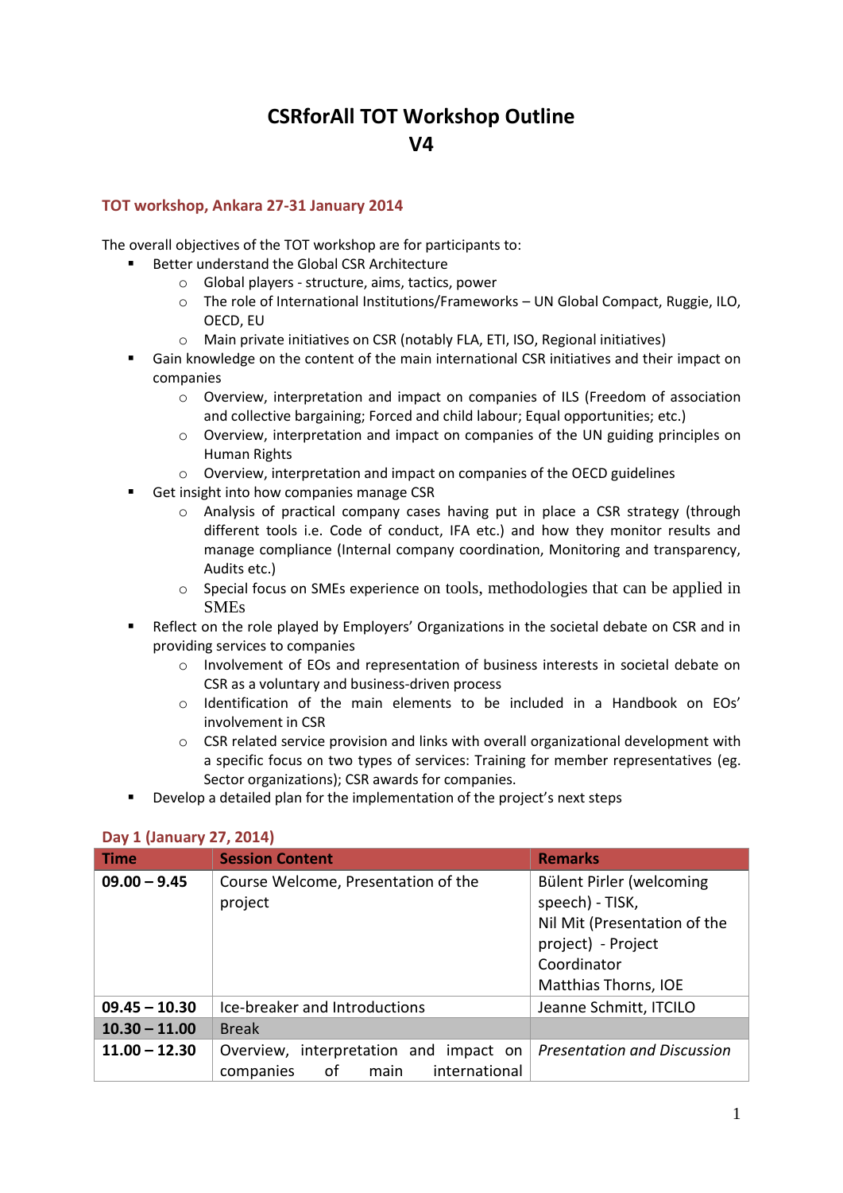# CSRforAll TOT Workshop Outline
# V4

## TOT workshop, Ankara 27-31 January 2014

The overall objectives of the TOT workshop are for participants to:

- Better understand the Global CSR Architecture
  - Global players - structure, aims, tactics, power
  - The role of International Institutions/Frameworks – UN Global Compact, Ruggie, ILO, OECD, EU
  - Main private initiatives on CSR (notably FLA, ETI, ISO, Regional initiatives)
- Gain knowledge on the content of the main international CSR initiatives and their impact on companies
  - Overview, interpretation and impact on companies of ILS (Freedom of association and collective bargaining; Forced and child labour; Equal opportunities; etc.)
  - Overview, interpretation and impact on companies of the UN guiding principles on Human Rights
  - Overview, interpretation and impact on companies of the OECD guidelines
- Get insight into how companies manage CSR
  - Analysis of practical company cases having put in place a CSR strategy (through different tools i.e. Code of conduct, IFA etc.) and how they monitor results and manage compliance (Internal company coordination, Monitoring and transparency, Audits etc.)
  - Special focus on SMEs experience on tools, methodologies that can be applied in SMEs
- Reflect on the role played by Employers' Organizations in the societal debate on CSR and in providing services to companies
  - Involvement of EOs and representation of business interests in societal debate on CSR as a voluntary and business-driven process
  - Identification of the main elements to be included in a Handbook on EOs' involvement in CSR
  - CSR related service provision and links with overall organizational development with a specific focus on two types of services: Training for member representatives (eg. Sector organizations); CSR awards for companies.
- Develop a detailed plan for the implementation of the project's next steps

## Day 1 (January 27, 2014)

| Time | Session Content | Remarks |
|---|---|---|
| **09.00 – 9.45** | Course Welcome, Presentation of the project | Bülent Pirler (welcoming speech) - TISK,<br>Nil Mit (Presentation of the project) - Project Coordinator<br>Matthias Thorns, IOE |
| **09.45 – 10.30** | Ice-breaker and Introductions | Jeanne Schmitt, ITCILO |
| **10.30 – 11.00** | Break | |
| **11.00 – 12.30** | Overview, interpretation and impact on companies of main international | *Presentation and Discussion* |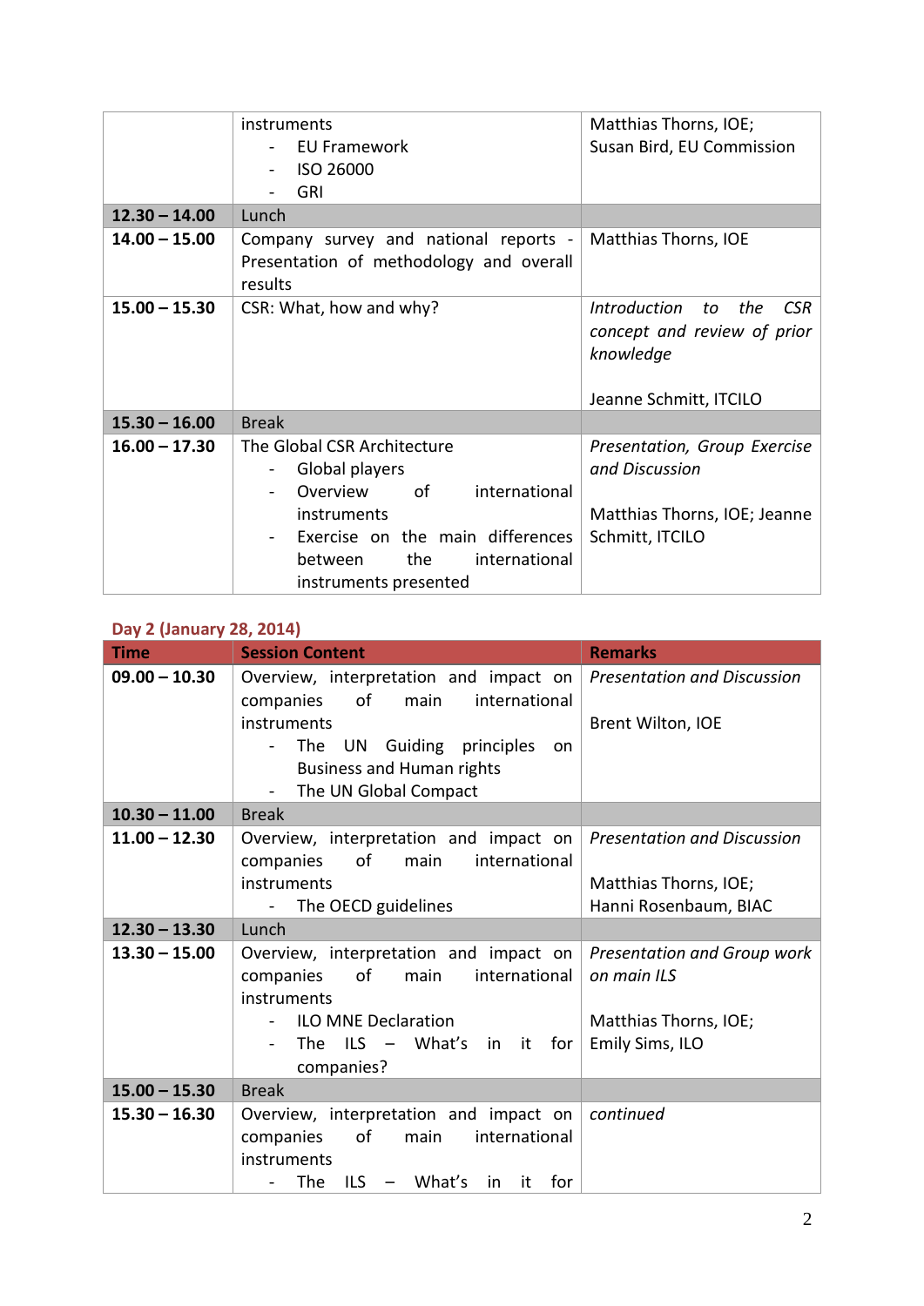| | | |
|---|---|---|
| | instruments<br>- EU Framework<br>- ISO 26000<br>- GRI | Matthias Thorns, IOE;<br>Susan Bird, EU Commission |
| **12.30 – 14.00** | Lunch | |
| **14.00 – 15.00** | Company survey and national reports - Presentation of methodology and overall results | Matthias Thorns, IOE |
| **15.00 – 15.30** | CSR: What, how and why? | *Introduction to the CSR concept and review of prior knowledge*<br><br>Jeanne Schmitt, ITCILO |
| **15.30 – 16.00** | Break | |
| **16.00 – 17.30** | The Global CSR Architecture<br>- Global players<br>- Overview of international instruments<br>- Exercise on the main differences between the international instruments presented | *Presentation, Group Exercise and Discussion*<br><br>Matthias Thorns, IOE; Jeanne Schmitt, ITCILO |

## Day 2 (January 28, 2014)

| Time | Session Content | Remarks |
|---|---|---|
| **09.00 – 10.30** | Overview, interpretation and impact on companies of main international instruments<br>- The UN Guiding principles on Business and Human rights<br>- The UN Global Compact | *Presentation and Discussion*<br><br>Brent Wilton, IOE |
| **10.30 – 11.00** | Break | |
| **11.00 – 12.30** | Overview, interpretation and impact on companies of main international instruments<br>- The OECD guidelines | *Presentation and Discussion*<br><br>Matthias Thorns, IOE;<br>Hanni Rosenbaum, BIAC |
| **12.30 – 13.30** | Lunch | |
| **13.30 – 15.00** | Overview, interpretation and impact on companies of main international instruments<br>- ILO MNE Declaration<br>- The ILS – What's in it for companies? | *Presentation and Group work on main ILS*<br><br>Matthias Thorns, IOE;<br>Emily Sims, ILO |
| **15.00 – 15.30** | Break | |
| **15.30 – 16.30** | Overview, interpretation and impact on companies of main international instruments<br>- The ILS – What's in it for | *continued* |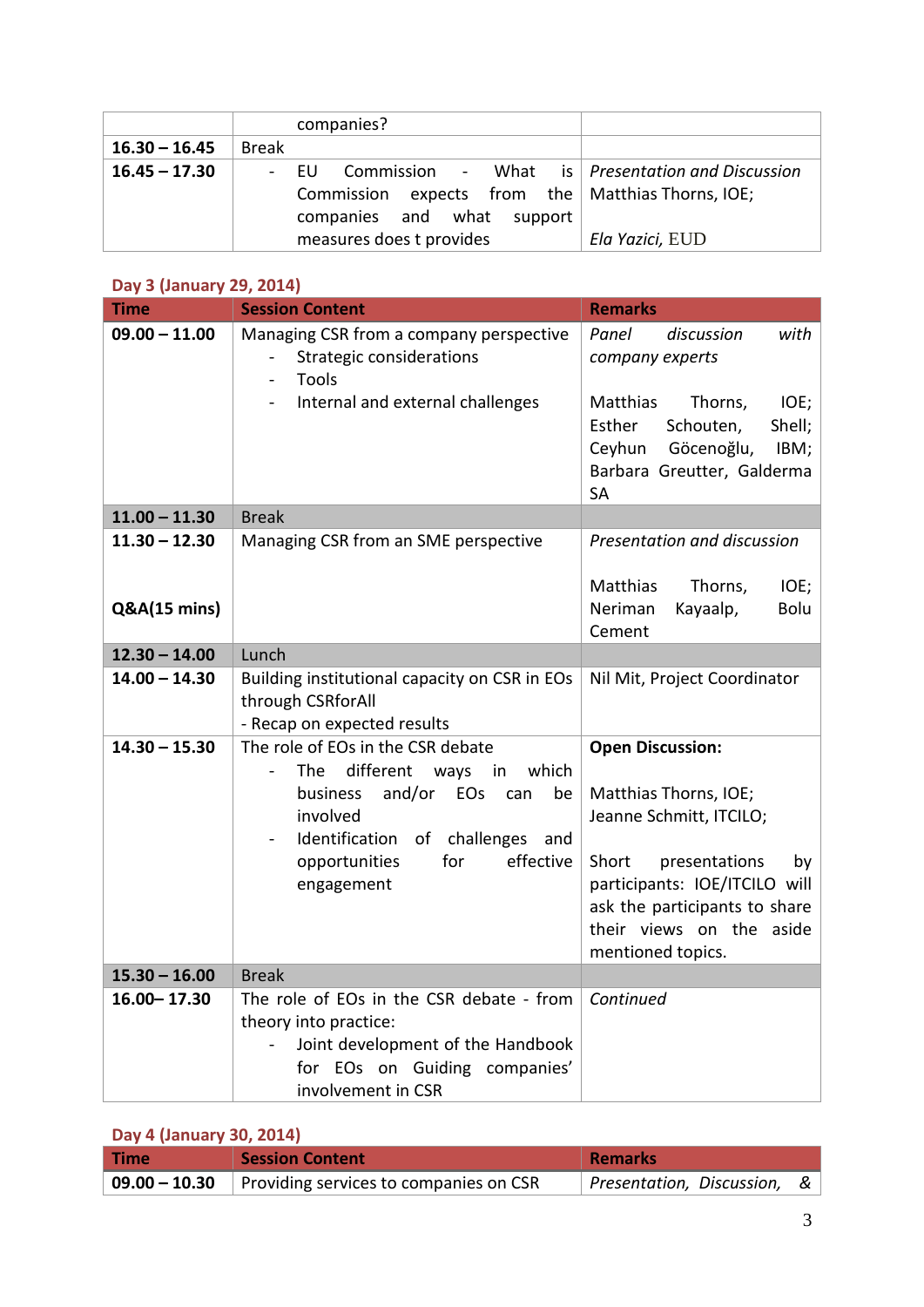| | | |
|---|---|---|
| | companies? | |
| **16.30 – 16.45** | Break | |
| **16.45 – 17.30** | - EU Commission - What is Commission expects from the companies and what support measures does t provides | *Presentation and Discussion* Matthias Thorns, IOE;<br><br>*Ela Yazici,* EUD |

### Day 3 (January 29, 2014)

| Time | Session Content | Remarks |
|---|---|---|
| **09.00 – 11.00** | Managing CSR from a company perspective<br>- Strategic considerations<br>- Tools<br>- Internal and external challenges | *Panel discussion with company experts*<br><br>Matthias Thorns, IOE; Esther Schouten, Shell; Ceyhun Göcenoğlu, IBM; Barbara Greutter, Galderma SA |
| **11.00 – 11.30** | Break | |
| **11.30 – 12.30**<br><br>**Q&A(15 mins)** | Managing CSR from an SME perspective | *Presentation and discussion*<br><br>Matthias Thorns, IOE; Neriman Kayaalp, Bolu Cement |
| **12.30 – 14.00** | Lunch | |
| **14.00 – 14.30** | Building institutional capacity on CSR in EOs through CSRforAll<br>- Recap on expected results | Nil Mit, Project Coordinator |
| **14.30 – 15.30** | The role of EOs in the CSR debate<br>- The different ways in which business and/or EOs can be involved<br>- Identification of challenges and opportunities for effective engagement | **Open Discussion:**<br><br>Matthias Thorns, IOE; Jeanne Schmitt, ITCILO;<br><br>Short presentations by participants: IOE/ITCILO will ask the participants to share their views on the aside mentioned topics. |
| **15.30 – 16.00** | Break | |
| **16.00– 17.30** | The role of EOs in the CSR debate - from theory into practice:<br>- Joint development of the Handbook for EOs on Guiding companies' involvement in CSR | *Continued* |

### Day 4 (January 30, 2014)

| Time | Session Content | Remarks |
|---|---|---|
| **09.00 – 10.30** | Providing services to companies on CSR | *Presentation, Discussion, &* |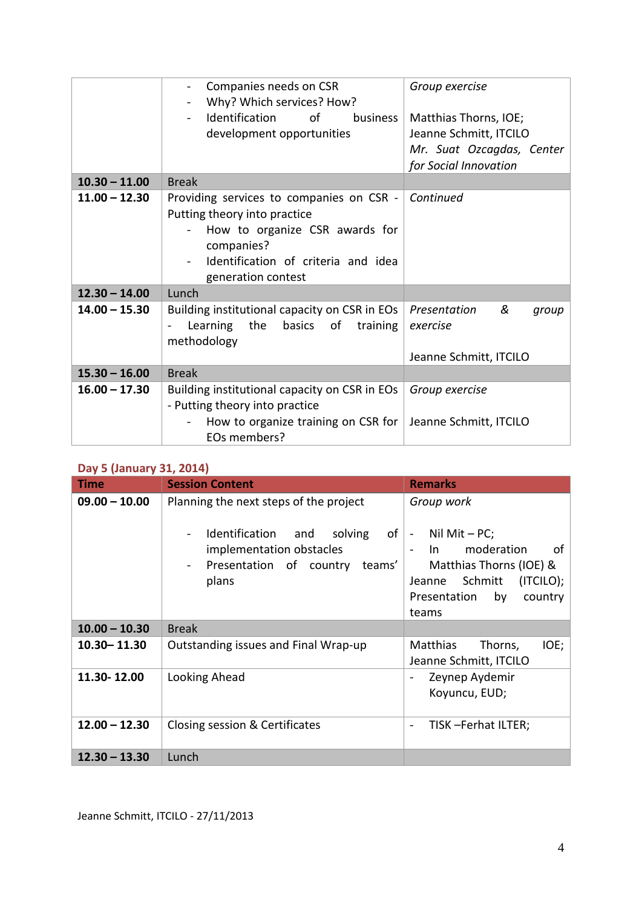| | | |
|---|---|---|
| | - Companies needs on CSR<br>- Why? Which services? How?<br>- Identification of business development opportunities | *Group exercise*<br><br>Matthias Thorns, IOE;<br>Jeanne Schmitt, ITCILO<br>*Mr. Suat Ozcagdas, Center for Social Innovation* |
| **10.30 – 11.00** | Break | |
| **11.00 – 12.30** | Providing services to companies on CSR - Putting theory into practice<br>- How to organize CSR awards for companies?<br>- Identification of criteria and idea generation contest | *Continued* |
| **12.30 – 14.00** | Lunch | |
| **14.00 – 15.30** | Building institutional capacity on CSR in EOs<br>- Learning the basics of training methodology | *Presentation & group exercise*<br><br>Jeanne Schmitt, ITCILO |
| **15.30 – 16.00** | Break | |
| **16.00 – 17.30** | Building institutional capacity on CSR in EOs - Putting theory into practice<br>- How to organize training on CSR for EOs members? | *Group exercise*<br><br>Jeanne Schmitt, ITCILO |

**Day 5 (January 31, 2014)**

| Time | Session Content | Remarks |
|---|---|---|
| **09.00 – 10.00** | Planning the next steps of the project<br><br>- Identification and solving of implementation obstacles<br>- Presentation of country teams' plans | *Group work*<br><br>- Nil Mit – PC;<br>- In moderation of Matthias Thorns (IOE) & Jeanne Schmitt (ITCILO); Presentation by country teams |
| **10.00 – 10.30** | Break | |
| **10.30– 11.30** | Outstanding issues and Final Wrap-up | Matthias Thorns, IOE;<br>Jeanne Schmitt, ITCILO |
| **11.30- 12.00** | Looking Ahead | - Zeynep Aydemir Koyuncu, EUD; |
| **12.00 – 12.30** | Closing session & Certificates | - TISK –Ferhat ILTER; |
| **12.30 – 13.30** | Lunch | |

Jeanne Schmitt, ITCILO - 27/11/2013